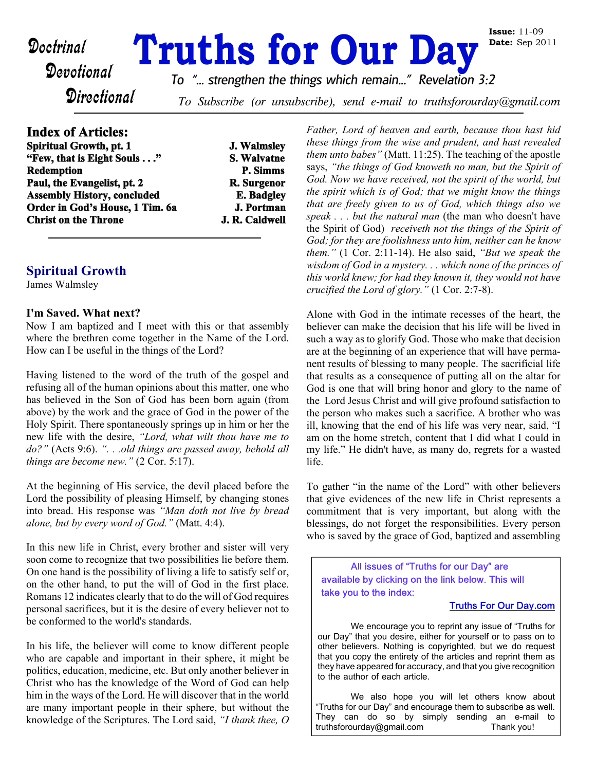# Truths for Our Day

**Issue:** 11-09
**Date:** Sep 2011

*Doctrinal*
*Devotional*
*Directional*

*To "... strengthen the things which remain..." Revelation 3:2*

*To Subscribe (or unsubscribe), send e-mail to truthsforourday@gmail.com*

## Index of Articles:

| Article | Author |
|---|---|
| **Spiritual Growth, pt. 1** | **J. Walmsley** |
| **"Few, that is Eight Souls . . ."** | **S. Walvatne** |
| **Redemption** | **P. Simms** |
| **Paul, the Evangelist, pt. 2** | **R. Surgenor** |
| **Assembly History, concluded** | **E. Badgley** |
| **Order in God's House, 1 Tim. 6a** | **J. Portman** |
| **Christ on the Throne** | **J. R. Caldwell** |

## Spiritual Growth

James Walmsley

### I'm Saved. What next?

Now I am baptized and I meet with this or that assembly where the brethren come together in the Name of the Lord. How can I be useful in the things of the Lord?

Having listened to the word of the truth of the gospel and refusing all of the human opinions about this matter, one who has believed in the Son of God has been born again (from above) by the work and the grace of God in the power of the Holy Spirit. There spontaneously springs up in him or her the new life with the desire, *"Lord, what wilt thou have me to do?"* (Acts 9:6). *". . .old things are passed away, behold all things are become new."* (2 Cor. 5:17).

At the beginning of His service, the devil placed before the Lord the possibility of pleasing Himself, by changing stones into bread. His response was *"Man doth not live by bread alone, but by every word of God."* (Matt. 4:4).

In this new life in Christ, every brother and sister will very soon come to recognize that two possibilities lie before them. On one hand is the possibility of living a life to satisfy self or, on the other hand, to put the will of God in the first place. Romans 12 indicates clearly that to do the will of God requires personal sacrifices, but it is the desire of every believer not to be conformed to the world's standards.

In his life, the believer will come to know different people who are capable and important in their sphere, it might be politics, education, medicine, etc. But only another believer in Christ who has the knowledge of the Word of God can help him in the ways of the Lord. He will discover that in the world are many important people in their sphere, but without the knowledge of the Scriptures. The Lord said, *"I thank thee, O Father, Lord of heaven and earth, because thou hast hid these things from the wise and prudent, and hast revealed them unto babes"* (Matt. 11:25). The teaching of the apostle says, *"the things of God knoweth no man, but the Spirit of God. Now we have received, not the spirit of the world, but the spirit which is of God; that we might know the things that are freely given to us of God, which things also we speak . . . but the natural man* (the man who doesn't have the Spirit of God) *receiveth not the things of the Spirit of God; for they are foolishness unto him, neither can he know them."* (1 Cor. 2:11-14). He also said, *"But we speak the wisdom of God in a mystery. . . which none of the princes of this world knew; for had they known it, they would not have crucified the Lord of glory."* (1 Cor. 2:7-8).

Alone with God in the intimate recesses of the heart, the believer can make the decision that his life will be lived in such a way as to glorify God. Those who make that decision are at the beginning of an experience that will have permanent results of blessing to many people. The sacrificial life that results as a consequence of putting all on the altar for God is one that will bring honor and glory to the name of the Lord Jesus Christ and will give profound satisfaction to the person who makes such a sacrifice. A brother who was ill, knowing that the end of his life was very near, said, "I am on the home stretch, content that I did what I could in my life." He didn't have, as many do, regrets for a wasted life.

To gather "in the name of the Lord" with other believers that give evidences of the new life in Christ represents a commitment that is very important, but along with the blessings, do not forget the responsibilities. Every person who is saved by the grace of God, baptized and assembling

---

All issues of "Truths for our Day" are available by clicking on the link below. This will take you to the index:

[Truths For Our Day.com](Truths For Our Day.com)

We encourage you to reprint any issue of "Truths for our Day" that you desire, either for yourself or to pass on to other believers. Nothing is copyrighted, but we do request that you copy the entirety of the articles and reprint them as they have appeared for accuracy, and that you give recognition to the author of each article.

We also hope you will let others know about "Truths for our Day" and encourage them to subscribe as well. They can do so by simply sending an e-mail to truthsforourday@gmail.com Thank you!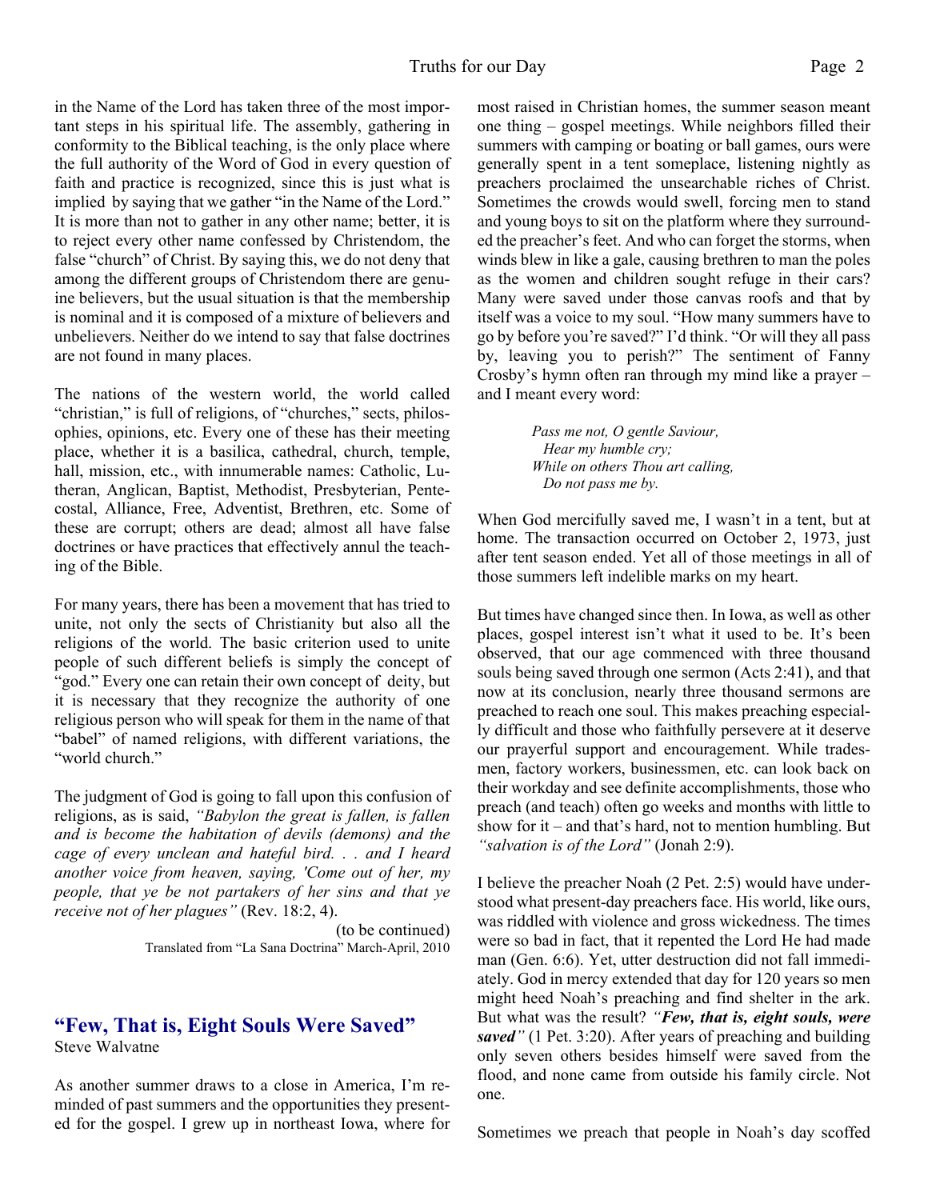in the Name of the Lord has taken three of the most important steps in his spiritual life. The assembly, gathering in conformity to the Biblical teaching, is the only place where the full authority of the Word of God in every question of faith and practice is recognized, since this is just what is implied by saying that we gather "in the Name of the Lord." It is more than not to gather in any other name; better, it is to reject every other name confessed by Christendom, the false "church" of Christ. By saying this, we do not deny that among the different groups of Christendom there are genuine believers, but the usual situation is that the membership is nominal and it is composed of a mixture of believers and unbelievers. Neither do we intend to say that false doctrines are not found in many places.

The nations of the western world, the world called "christian," is full of religions, of "churches," sects, philosophies, opinions, etc. Every one of these has their meeting place, whether it is a basilica, cathedral, church, temple, hall, mission, etc., with innumerable names: Catholic, Lutheran, Anglican, Baptist, Methodist, Presbyterian, Pentecostal, Alliance, Free, Adventist, Brethren, etc. Some of these are corrupt; others are dead; almost all have false doctrines or have practices that effectively annul the teaching of the Bible.

For many years, there has been a movement that has tried to unite, not only the sects of Christianity but also all the religions of the world. The basic criterion used to unite people of such different beliefs is simply the concept of "god." Every one can retain their own concept of deity, but it is necessary that they recognize the authority of one religious person who will speak for them in the name of that "babel" of named religions, with different variations, the "world church."

The judgment of God is going to fall upon this confusion of religions, as is said, *"Babylon the great is fallen, is fallen and is become the habitation of devils (demons) and the cage of every unclean and hateful bird. . . and I heard another voice from heaven, saying, 'Come out of her, my people, that ye be not partakers of her sins and that ye receive not of her plagues"* (Rev. 18:2, 4).

(to be continued)

Translated from "La Sana Doctrina" March-April, 2010

## "Few, That is, Eight Souls Were Saved"

Steve Walvatne

As another summer draws to a close in America, I'm reminded of past summers and the opportunities they presented for the gospel. I grew up in northeast Iowa, where for most raised in Christian homes, the summer season meant one thing – gospel meetings. While neighbors filled their summers with camping or boating or ball games, ours were generally spent in a tent someplace, listening nightly as preachers proclaimed the unsearchable riches of Christ. Sometimes the crowds would swell, forcing men to stand and young boys to sit on the platform where they surrounded the preacher's feet. And who can forget the storms, when winds blew in like a gale, causing brethren to man the poles as the women and children sought refuge in their cars? Many were saved under those canvas roofs and that by itself was a voice to my soul. "How many summers have to go by before you're saved?" I'd think. "Or will they all pass by, leaving you to perish?" The sentiment of Fanny Crosby's hymn often ran through my mind like a prayer – and I meant every word:

> *Pass me not, O gentle Saviour,*
> *Hear my humble cry;*
> *While on others Thou art calling,*
> *Do not pass me by.*

When God mercifully saved me, I wasn't in a tent, but at home. The transaction occurred on October 2, 1973, just after tent season ended. Yet all of those meetings in all of those summers left indelible marks on my heart.

But times have changed since then. In Iowa, as well as other places, gospel interest isn't what it used to be. It's been observed, that our age commenced with three thousand souls being saved through one sermon (Acts 2:41), and that now at its conclusion, nearly three thousand sermons are preached to reach one soul. This makes preaching especially difficult and those who faithfully persevere at it deserve our prayerful support and encouragement. While tradesmen, factory workers, businessmen, etc. can look back on their workday and see definite accomplishments, those who preach (and teach) often go weeks and months with little to show for it – and that's hard, not to mention humbling. But *"salvation is of the Lord"* (Jonah 2:9).

I believe the preacher Noah (2 Pet. 2:5) would have understood what present-day preachers face. His world, like ours, was riddled with violence and gross wickedness. The times were so bad in fact, that it repented the Lord He had made man (Gen. 6:6). Yet, utter destruction did not fall immediately. God in mercy extended that day for 120 years so men might heed Noah's preaching and find shelter in the ark. But what was the result? ***"Few, that is, eight souls, were saved"*** (1 Pet. 3:20). After years of preaching and building only seven others besides himself were saved from the flood, and none came from outside his family circle. Not one.

Sometimes we preach that people in Noah's day scoffed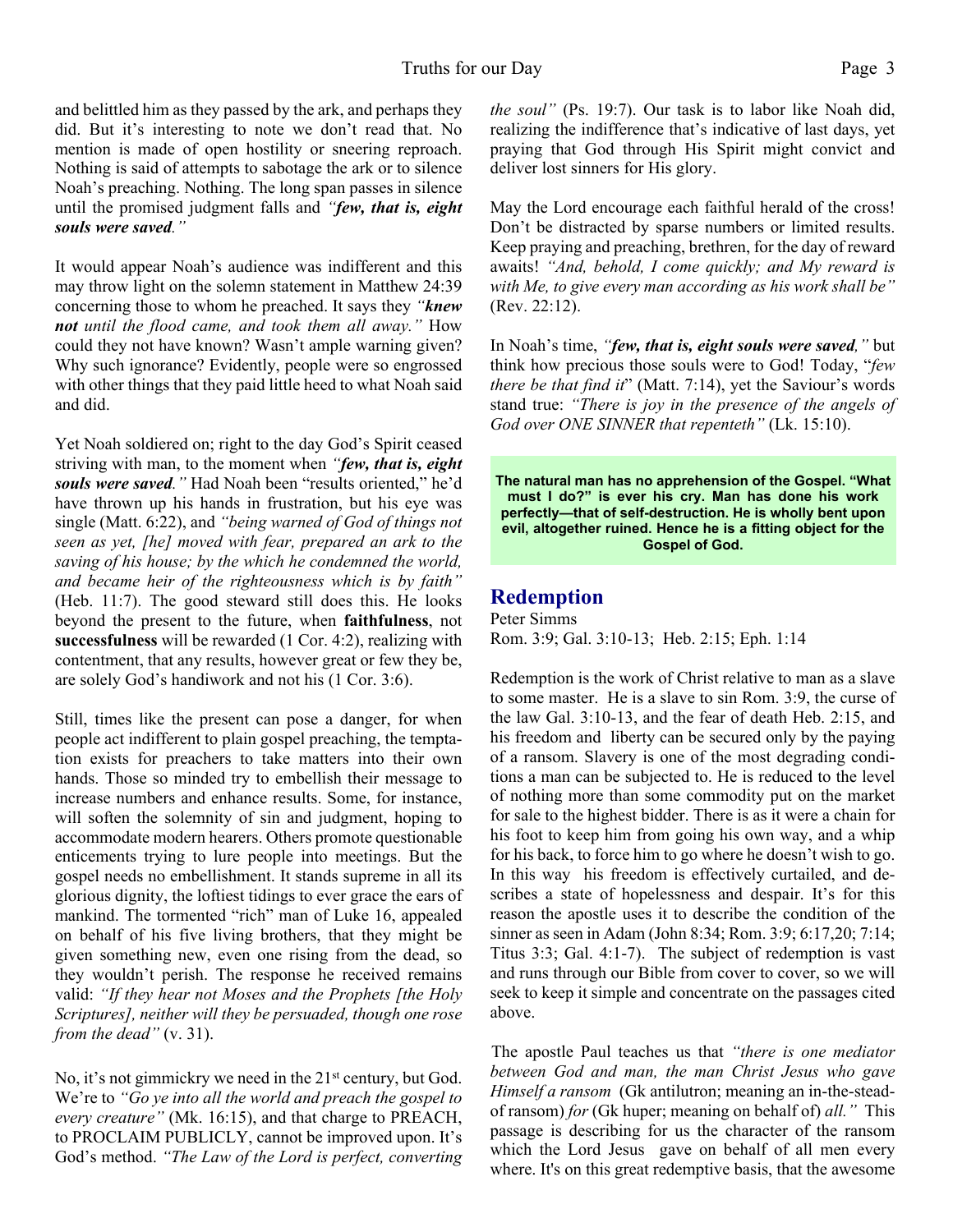and belittled him as they passed by the ark, and perhaps they did. But it's interesting to note we don't read that. No mention is made of open hostility or sneering reproach. Nothing is said of attempts to sabotage the ark or to silence Noah's preaching. Nothing. The long span passes in silence until the promised judgment falls and *"**few, that is, eight souls were saved**."*

It would appear Noah's audience was indifferent and this may throw light on the solemn statement in Matthew 24:39 concerning those to whom he preached. It says they *"**knew not** until the flood came, and took them all away."* How could they not have known? Wasn't ample warning given? Why such ignorance? Evidently, people were so engrossed with other things that they paid little heed to what Noah said and did.

Yet Noah soldiered on; right to the day God's Spirit ceased striving with man, to the moment when *"**few, that is, eight souls were saved**."* Had Noah been "results oriented," he'd have thrown up his hands in frustration, but his eye was single (Matt. 6:22), and *"being warned of God of things not seen as yet, [he] moved with fear, prepared an ark to the saving of his house; by the which he condemned the world, and became heir of the righteousness which is by faith"* (Heb. 11:7). The good steward still does this. He looks beyond the present to the future, when **faithfulness**, not **successfulness** will be rewarded (1 Cor. 4:2), realizing with contentment, that any results, however great or few they be, are solely God's handiwork and not his (1 Cor. 3:6).

Still, times like the present can pose a danger, for when people act indifferent to plain gospel preaching, the temptation exists for preachers to take matters into their own hands. Those so minded try to embellish their message to increase numbers and enhance results. Some, for instance, will soften the solemnity of sin and judgment, hoping to accommodate modern hearers. Others promote questionable enticements trying to lure people into meetings. But the gospel needs no embellishment. It stands supreme in all its glorious dignity, the loftiest tidings to ever grace the ears of mankind. The tormented "rich" man of Luke 16, appealed on behalf of his five living brothers, that they might be given something new, even one rising from the dead, so they wouldn't perish. The response he received remains valid: *"If they hear not Moses and the Prophets [the Holy Scriptures], neither will they be persuaded, though one rose from the dead"* (v. 31).

No, it's not gimmickry we need in the 21st century, but God. We're to *"Go ye into all the world and preach the gospel to every creature"* (Mk. 16:15), and that charge to PREACH, to PROCLAIM PUBLICLY, cannot be improved upon. It's God's method. *"The Law of the Lord is perfect, converting the soul"* (Ps. 19:7). Our task is to labor like Noah did, realizing the indifference that's indicative of last days, yet praying that God through His Spirit might convict and deliver lost sinners for His glory.

May the Lord encourage each faithful herald of the cross! Don't be distracted by sparse numbers or limited results. Keep praying and preaching, brethren, for the day of reward awaits! *"And, behold, I come quickly; and My reward is with Me, to give every man according as his work shall be"* (Rev. 22:12).

In Noah's time, *"**few, that is, eight souls were saved**,"* but think how precious those souls were to God! Today, "*few there be that find it*" (Matt. 7:14), yet the Saviour's words stand true: *"There is joy in the presence of the angels of God over ONE SINNER that repenteth"* (Lk. 15:10).

**The natural man has no apprehension of the Gospel. "What must I do?" is ever his cry. Man has done his work perfectly—that of self-destruction. He is wholly bent upon evil, altogether ruined. Hence he is a fitting object for the Gospel of God.**

## Redemption

Peter Simms

Rom. 3:9; Gal. 3:10-13; Heb. 2:15; Eph. 1:14

Redemption is the work of Christ relative to man as a slave to some master. He is a slave to sin Rom. 3:9, the curse of the law Gal. 3:10-13, and the fear of death Heb. 2:15, and his freedom and liberty can be secured only by the paying of a ransom. Slavery is one of the most degrading conditions a man can be subjected to. He is reduced to the level of nothing more than some commodity put on the market for sale to the highest bidder. There is as it were a chain for his foot to keep him from going his own way, and a whip for his back, to force him to go where he doesn't wish to go. In this way his freedom is effectively curtailed, and describes a state of hopelessness and despair. It's for this reason the apostle uses it to describe the condition of the sinner as seen in Adam (John 8:34; Rom. 3:9; 6:17,20; 7:14; Titus 3:3; Gal. 4:1-7). The subject of redemption is vast and runs through our Bible from cover to cover, so we will seek to keep it simple and concentrate on the passages cited above.

The apostle Paul teaches us that *"there is one mediator between God and man, the man Christ Jesus who gave Himself a ransom* (Gk antilutron; meaning an in-the-stead-of ransom) *for* (Gk huper; meaning on behalf of) *all."* This passage is describing for us the character of the ransom which the Lord Jesus gave on behalf of all men every where. It's on this great redemptive basis, that the awesome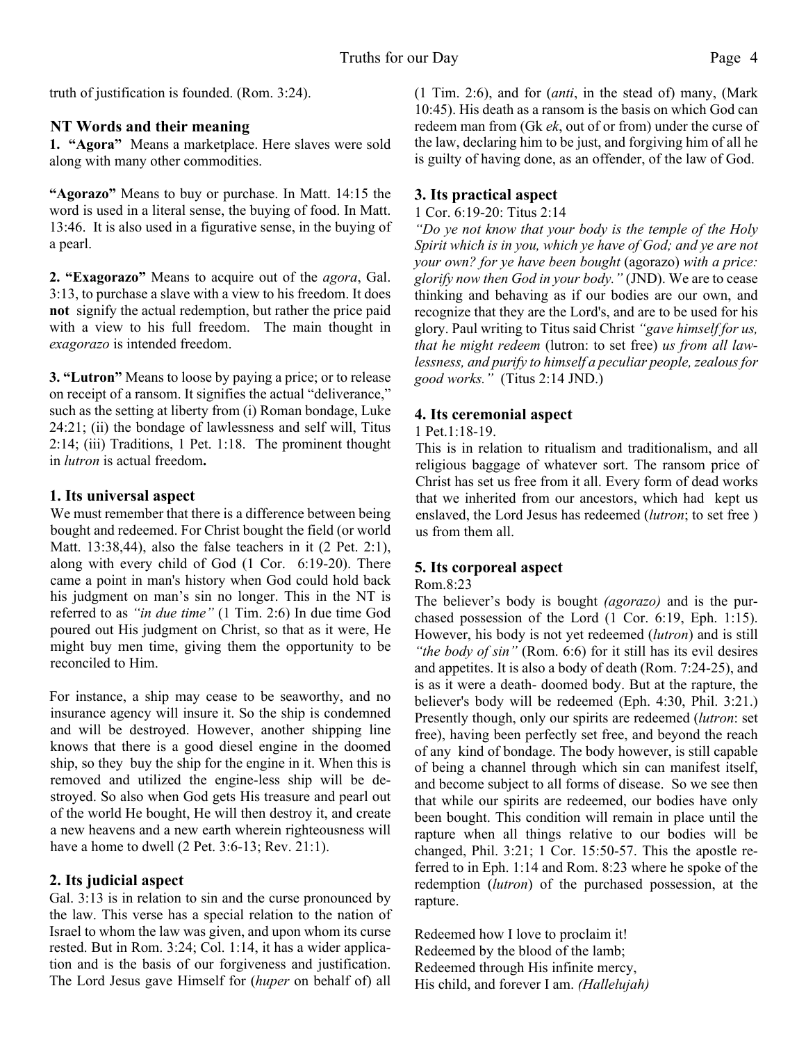truth of justification is founded. (Rom. 3:24).

### NT Words and their meaning

**1. "Agora"** Means a marketplace. Here slaves were sold along with many other commodities.

**"Agorazo"** Means to buy or purchase. In Matt. 14:15 the word is used in a literal sense, the buying of food. In Matt. 13:46. It is also used in a figurative sense, in the buying of a pearl.

**2. "Exagorazo"** Means to acquire out of the *agora*, Gal. 3:13, to purchase a slave with a view to his freedom. It does **not** signify the actual redemption, but rather the price paid with a view to his full freedom. The main thought in *exagorazo* is intended freedom.

**3. "Lutron"** Means to loose by paying a price; or to release on receipt of a ransom. It signifies the actual "deliverance," such as the setting at liberty from (i) Roman bondage, Luke 24:21; (ii) the bondage of lawlessness and self will, Titus 2:14; (iii) Traditions, 1 Pet. 1:18. The prominent thought in *lutron* is actual freedom**.**

### 1. Its universal aspect

We must remember that there is a difference between being bought and redeemed. For Christ bought the field (or world Matt. 13:38,44), also the false teachers in it (2 Pet. 2:1), along with every child of God (1 Cor. 6:19-20). There came a point in man's history when God could hold back his judgment on man's sin no longer. This in the NT is referred to as *"in due time"* (1 Tim. 2:6) In due time God poured out His judgment on Christ, so that as it were, He might buy men time, giving them the opportunity to be reconciled to Him.

For instance, a ship may cease to be seaworthy, and no insurance agency will insure it. So the ship is condemned and will be destroyed. However, another shipping line knows that there is a good diesel engine in the doomed ship, so they buy the ship for the engine in it. When this is removed and utilized the engine-less ship will be destroyed. So also when God gets His treasure and pearl out of the world He bought, He will then destroy it, and create a new heavens and a new earth wherein righteousness will have a home to dwell (2 Pet. 3:6-13; Rev. 21:1).

### 2. Its judicial aspect

Gal. 3:13 is in relation to sin and the curse pronounced by the law. This verse has a special relation to the nation of Israel to whom the law was given, and upon whom its curse rested. But in Rom. 3:24; Col. 1:14, it has a wider application and is the basis of our forgiveness and justification. The Lord Jesus gave Himself for (*huper* on behalf of) all (1 Tim. 2:6), and for (*anti*, in the stead of) many, (Mark 10:45). His death as a ransom is the basis on which God can redeem man from (Gk *ek*, out of or from) under the curse of the law, declaring him to be just, and forgiving him of all he is guilty of having done, as an offender, of the law of God.

### 3. Its practical aspect

1 Cor. 6:19-20: Titus 2:14

*"Do ye not know that your body is the temple of the Holy Spirit which is in you, which ye have of God; and ye are not your own? for ye have been bought* (agorazo) *with a price: glorify now then God in your body."* (JND). We are to cease thinking and behaving as if our bodies are our own, and recognize that they are the Lord's, and are to be used for his glory. Paul writing to Titus said Christ *"gave himself for us, that he might redeem* (lutron: to set free) *us from all lawlessness, and purify to himself a peculiar people, zealous for good works."* (Titus 2:14 JND.)

### 4. Its ceremonial aspect

1 Pet.1:18-19.

This is in relation to ritualism and traditionalism, and all religious baggage of whatever sort. The ransom price of Christ has set us free from it all. Every form of dead works that we inherited from our ancestors, which had kept us enslaved, the Lord Jesus has redeemed (*lutron*; to set free ) us from them all.

### 5. Its corporeal aspect

Rom.8:23

The believer's body is bought *(agorazo)* and is the purchased possession of the Lord (1 Cor. 6:19, Eph. 1:15). However, his body is not yet redeemed (*lutron*) and is still *"the body of sin"* (Rom. 6:6) for it still has its evil desires and appetites. It is also a body of death (Rom. 7:24-25), and is as it were a death- doomed body. But at the rapture, the believer's body will be redeemed (Eph. 4:30, Phil. 3:21.) Presently though, only our spirits are redeemed (*lutron*: set free), having been perfectly set free, and beyond the reach of any kind of bondage. The body however, is still capable of being a channel through which sin can manifest itself, and become subject to all forms of disease. So we see then that while our spirits are redeemed, our bodies have only been bought. This condition will remain in place until the rapture when all things relative to our bodies will be changed, Phil. 3:21; 1 Cor. 15:50-57. This the apostle referred to in Eph. 1:14 and Rom. 8:23 where he spoke of the redemption (*lutron*) of the purchased possession, at the rapture.

Redeemed how I love to proclaim it!
Redeemed by the blood of the lamb;
Redeemed through His infinite mercy,
His child, and forever I am. *(Hallelujah)*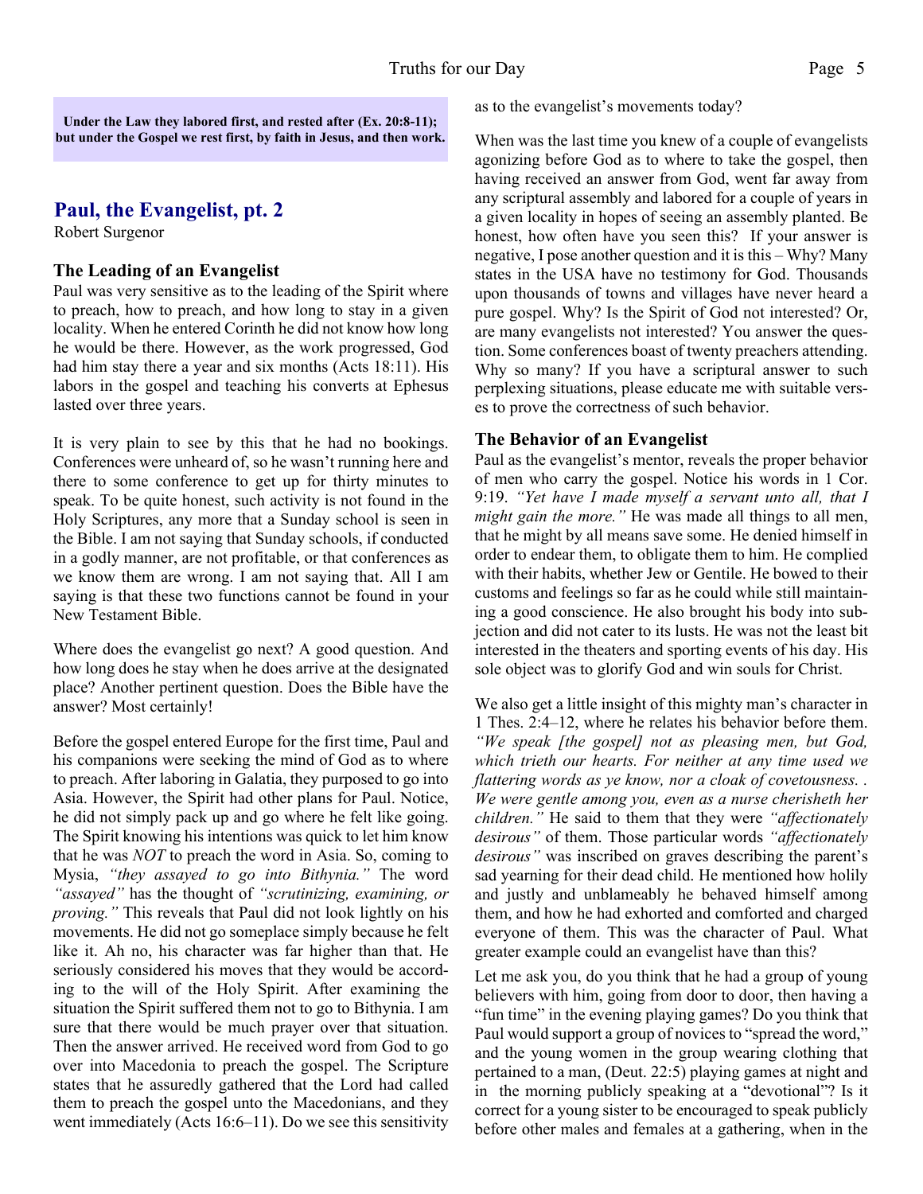**Under the Law they labored first, and rested after (Ex. 20:8-11); but under the Gospel we rest first, by faith in Jesus, and then work.**

## Paul, the Evangelist, pt. 2

Robert Surgenor

### The Leading of an Evangelist

Paul was very sensitive as to the leading of the Spirit where to preach, how to preach, and how long to stay in a given locality. When he entered Corinth he did not know how long he would be there. However, as the work progressed, God had him stay there a year and six months (Acts 18:11). His labors in the gospel and teaching his converts at Ephesus lasted over three years.

It is very plain to see by this that he had no bookings. Conferences were unheard of, so he wasn't running here and there to some conference to get up for thirty minutes to speak. To be quite honest, such activity is not found in the Holy Scriptures, any more that a Sunday school is seen in the Bible. I am not saying that Sunday schools, if conducted in a godly manner, are not profitable, or that conferences as we know them are wrong. I am not saying that. All I am saying is that these two functions cannot be found in your New Testament Bible.

Where does the evangelist go next? A good question. And how long does he stay when he does arrive at the designated place? Another pertinent question. Does the Bible have the answer? Most certainly!

Before the gospel entered Europe for the first time, Paul and his companions were seeking the mind of God as to where to preach. After laboring in Galatia, they purposed to go into Asia. However, the Spirit had other plans for Paul. Notice, he did not simply pack up and go where he felt like going. The Spirit knowing his intentions was quick to let him know that he was *NOT* to preach the word in Asia. So, coming to Mysia, *"they assayed to go into Bithynia."* The word *"assayed"* has the thought of *"scrutinizing, examining, or proving."* This reveals that Paul did not look lightly on his movements. He did not go someplace simply because he felt like it. Ah no, his character was far higher than that. He seriously considered his moves that they would be according to the will of the Holy Spirit. After examining the situation the Spirit suffered them not to go to Bithynia. I am sure that there would be much prayer over that situation. Then the answer arrived. He received word from God to go over into Macedonia to preach the gospel. The Scripture states that he assuredly gathered that the Lord had called them to preach the gospel unto the Macedonians, and they went immediately (Acts 16:6–11). Do we see this sensitivity as to the evangelist's movements today?

When was the last time you knew of a couple of evangelists agonizing before God as to where to take the gospel, then having received an answer from God, went far away from any scriptural assembly and labored for a couple of years in a given locality in hopes of seeing an assembly planted. Be honest, how often have you seen this? If your answer is negative, I pose another question and it is this – Why? Many states in the USA have no testimony for God. Thousands upon thousands of towns and villages have never heard a pure gospel. Why? Is the Spirit of God not interested? Or, are many evangelists not interested? You answer the question. Some conferences boast of twenty preachers attending. Why so many? If you have a scriptural answer to such perplexing situations, please educate me with suitable verses to prove the correctness of such behavior.

### The Behavior of an Evangelist

Paul as the evangelist's mentor, reveals the proper behavior of men who carry the gospel. Notice his words in 1 Cor. 9:19. *"Yet have I made myself a servant unto all, that I might gain the more."* He was made all things to all men, that he might by all means save some. He denied himself in order to endear them, to obligate them to him. He complied with their habits, whether Jew or Gentile. He bowed to their customs and feelings so far as he could while still maintaining a good conscience. He also brought his body into subjection and did not cater to its lusts. He was not the least bit interested in the theaters and sporting events of his day. His sole object was to glorify God and win souls for Christ.

We also get a little insight of this mighty man's character in 1 Thes. 2:4–12, where he relates his behavior before them. *"We speak [the gospel] not as pleasing men, but God, which trieth our hearts. For neither at any time used we flattering words as ye know, nor a cloak of covetousness. . We were gentle among you, even as a nurse cherisheth her children."* He said to them that they were *"affectionately desirous"* of them. Those particular words *"affectionately desirous"* was inscribed on graves describing the parent's sad yearning for their dead child. He mentioned how holily and justly and unblameably he behaved himself among them, and how he had exhorted and comforted and charged everyone of them. This was the character of Paul. What greater example could an evangelist have than this?

Let me ask you, do you think that he had a group of young believers with him, going from door to door, then having a "fun time" in the evening playing games? Do you think that Paul would support a group of novices to "spread the word," and the young women in the group wearing clothing that pertained to a man, (Deut. 22:5) playing games at night and in the morning publicly speaking at a "devotional"? Is it correct for a young sister to be encouraged to speak publicly before other males and females at a gathering, when in the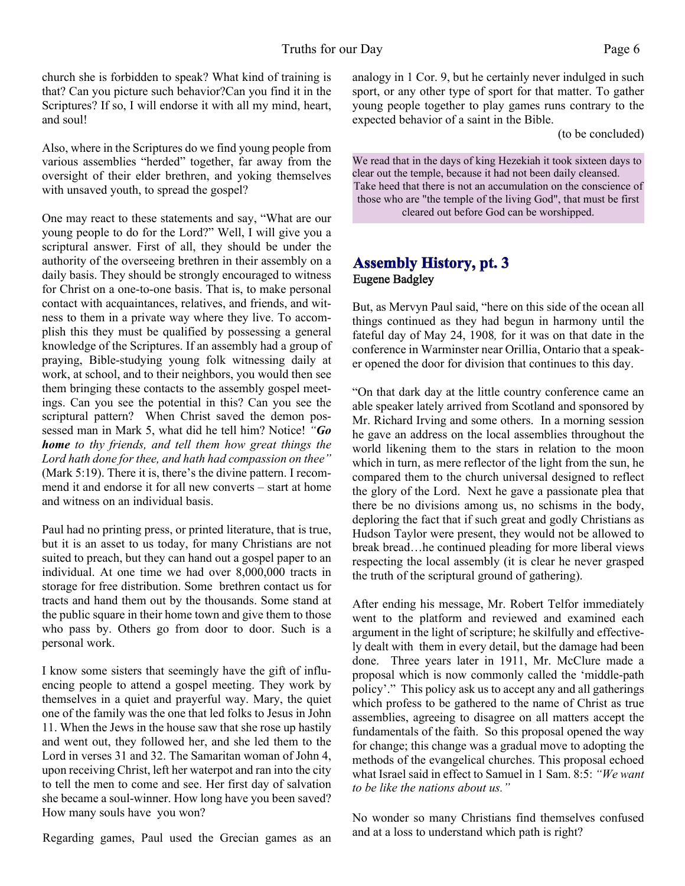church she is forbidden to speak? What kind of training is that? Can you picture such behavior?Can you find it in the Scriptures? If so, I will endorse it with all my mind, heart, and soul!

Also, where in the Scriptures do we find young people from various assemblies "herded" together, far away from the oversight of their elder brethren, and yoking themselves with unsaved youth, to spread the gospel?

One may react to these statements and say, "What are our young people to do for the Lord?" Well, I will give you a scriptural answer. First of all, they should be under the authority of the overseeing brethren in their assembly on a daily basis. They should be strongly encouraged to witness for Christ on a one-to-one basis. That is, to make personal contact with acquaintances, relatives, and friends, and witness to them in a private way where they live. To accomplish this they must be qualified by possessing a general knowledge of the Scriptures. If an assembly had a group of praying, Bible-studying young folk witnessing daily at work, at school, and to their neighbors, you would then see them bringing these contacts to the assembly gospel meetings. Can you see the potential in this? Can you see the scriptural pattern? When Christ saved the demon possessed man in Mark 5, what did he tell him? Notice! *"**Go home** to thy friends, and tell them how great things the Lord hath done for thee, and hath had compassion on thee"* (Mark 5:19). There it is, there's the divine pattern. I recommend it and endorse it for all new converts – start at home and witness on an individual basis.

Paul had no printing press, or printed literature, that is true, but it is an asset to us today, for many Christians are not suited to preach, but they can hand out a gospel paper to an individual. At one time we had over 8,000,000 tracts in storage for free distribution. Some brethren contact us for tracts and hand them out by the thousands. Some stand at the public square in their home town and give them to those who pass by. Others go from door to door. Such is a personal work.

I know some sisters that seemingly have the gift of influencing people to attend a gospel meeting. They work by themselves in a quiet and prayerful way. Mary, the quiet one of the family was the one that led folks to Jesus in John 11. When the Jews in the house saw that she rose up hastily and went out, they followed her, and she led them to the Lord in verses 31 and 32. The Samaritan woman of John 4, upon receiving Christ, left her waterpot and ran into the city to tell the men to come and see. Her first day of salvation she became a soul-winner. How long have you been saved? How many souls have you won?

Regarding games, Paul used the Grecian games as an analogy in 1 Cor. 9, but he certainly never indulged in such sport, or any other type of sport for that matter. To gather young people together to play games runs contrary to the expected behavior of a saint in the Bible.

(to be concluded)

We read that in the days of king Hezekiah it took sixteen days to clear out the temple, because it had not been daily cleansed. Take heed that there is not an accumulation on the conscience of those who are "the temple of the living God", that must be first cleared out before God can be worshipped.

## Assembly History, pt. 3

**Eugene Badgley**

But, as Mervyn Paul said, "here on this side of the ocean all things continued as they had begun in harmony until the fateful day of May 24, 1908*,* for it was on that date in the conference in Warminster near Orillia, Ontario that a speaker opened the door for division that continues to this day.

"On that dark day at the little country conference came an able speaker lately arrived from Scotland and sponsored by Mr. Richard Irving and some others. In a morning session he gave an address on the local assemblies throughout the world likening them to the stars in relation to the moon which in turn, as mere reflector of the light from the sun, he compared them to the church universal designed to reflect the glory of the Lord. Next he gave a passionate plea that there be no divisions among us, no schisms in the body, deploring the fact that if such great and godly Christians as Hudson Taylor were present, they would not be allowed to break bread…he continued pleading for more liberal views respecting the local assembly (it is clear he never grasped the truth of the scriptural ground of gathering).

After ending his message, Mr. Robert Telfor immediately went to the platform and reviewed and examined each argument in the light of scripture; he skilfully and effectively dealt with them in every detail, but the damage had been done. Three years later in 1911, Mr. McClure made a proposal which is now commonly called the 'middle-path policy'." This policy ask us to accept any and all gatherings which profess to be gathered to the name of Christ as true assemblies, agreeing to disagree on all matters accept the fundamentals of the faith. So this proposal opened the way for change; this change was a gradual move to adopting the methods of the evangelical churches. This proposal echoed what Israel said in effect to Samuel in 1 Sam. 8:5: *"We want to be like the nations about us."*

No wonder so many Christians find themselves confused and at a loss to understand which path is right?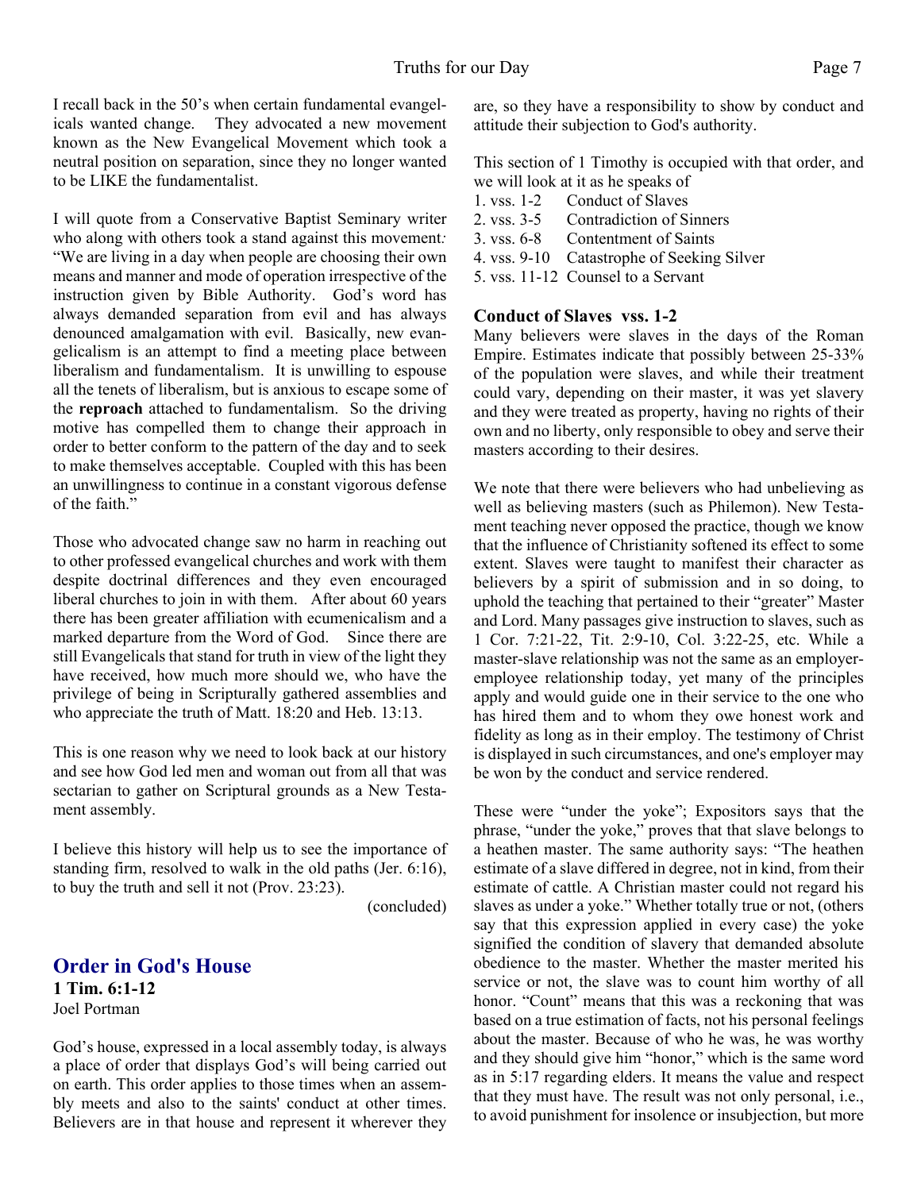I recall back in the 50's when certain fundamental evangelicals wanted change. They advocated a new movement known as the New Evangelical Movement which took a neutral position on separation, since they no longer wanted to be LIKE the fundamentalist.

I will quote from a Conservative Baptist Seminary writer who along with others took a stand against this movement: "We are living in a day when people are choosing their own means and manner and mode of operation irrespective of the instruction given by Bible Authority. God's word has always demanded separation from evil and has always denounced amalgamation with evil. Basically, new evangelicalism is an attempt to find a meeting place between liberalism and fundamentalism. It is unwilling to espouse all the tenets of liberalism, but is anxious to escape some of the **reproach** attached to fundamentalism. So the driving motive has compelled them to change their approach in order to better conform to the pattern of the day and to seek to make themselves acceptable. Coupled with this has been an unwillingness to continue in a constant vigorous defense of the faith."

Those who advocated change saw no harm in reaching out to other professed evangelical churches and work with them despite doctrinal differences and they even encouraged liberal churches to join in with them. After about 60 years there has been greater affiliation with ecumenicalism and a marked departure from the Word of God. Since there are still Evangelicals that stand for truth in view of the light they have received, how much more should we, who have the privilege of being in Scripturally gathered assemblies and who appreciate the truth of Matt. 18:20 and Heb. 13:13.

This is one reason why we need to look back at our history and see how God led men and woman out from all that was sectarian to gather on Scriptural grounds as a New Testament assembly.

I believe this history will help us to see the importance of standing firm, resolved to walk in the old paths (Jer. 6:16), to buy the truth and sell it not (Prov. 23:23).

(concluded)

## Order in God's House

**1 Tim. 6:1-12**

Joel Portman

God's house, expressed in a local assembly today, is always a place of order that displays God's will being carried out on earth. This order applies to those times when an assembly meets and also to the saints' conduct at other times. Believers are in that house and represent it wherever they are, so they have a responsibility to show by conduct and attitude their subjection to God's authority.

This section of 1 Timothy is occupied with that order, and we will look at it as he speaks of

1. vss. 1-2 Conduct of Slaves
2. vss. 3-5 Contradiction of Sinners
3. vss. 6-8 Contentment of Saints
4. vss. 9-10 Catastrophe of Seeking Silver
5. vss. 11-12 Counsel to a Servant

**Conduct of Slaves vss. 1-2**

Many believers were slaves in the days of the Roman Empire. Estimates indicate that possibly between 25-33% of the population were slaves, and while their treatment could vary, depending on their master, it was yet slavery and they were treated as property, having no rights of their own and no liberty, only responsible to obey and serve their masters according to their desires.

We note that there were believers who had unbelieving as well as believing masters (such as Philemon). New Testament teaching never opposed the practice, though we know that the influence of Christianity softened its effect to some extent. Slaves were taught to manifest their character as believers by a spirit of submission and in so doing, to uphold the teaching that pertained to their "greater" Master and Lord. Many passages give instruction to slaves, such as 1 Cor. 7:21-22, Tit. 2:9-10, Col. 3:22-25, etc. While a master-slave relationship was not the same as an employer-employee relationship today, yet many of the principles apply and would guide one in their service to the one who has hired them and to whom they owe honest work and fidelity as long as in their employ. The testimony of Christ is displayed in such circumstances, and one's employer may be won by the conduct and service rendered.

These were "under the yoke"; Expositors says that the phrase, "under the yoke," proves that that slave belongs to a heathen master. The same authority says: "The heathen estimate of a slave differed in degree, not in kind, from their estimate of cattle. A Christian master could not regard his slaves as under a yoke." Whether totally true or not, (others say that this expression applied in every case) the yoke signified the condition of slavery that demanded absolute obedience to the master. Whether the master merited his service or not, the slave was to count him worthy of all honor. "Count" means that this was a reckoning that was based on a true estimation of facts, not his personal feelings about the master. Because of who he was, he was worthy and they should give him "honor," which is the same word as in 5:17 regarding elders. It means the value and respect that they must have. The result was not only personal, i.e., to avoid punishment for insolence or insubjection, but more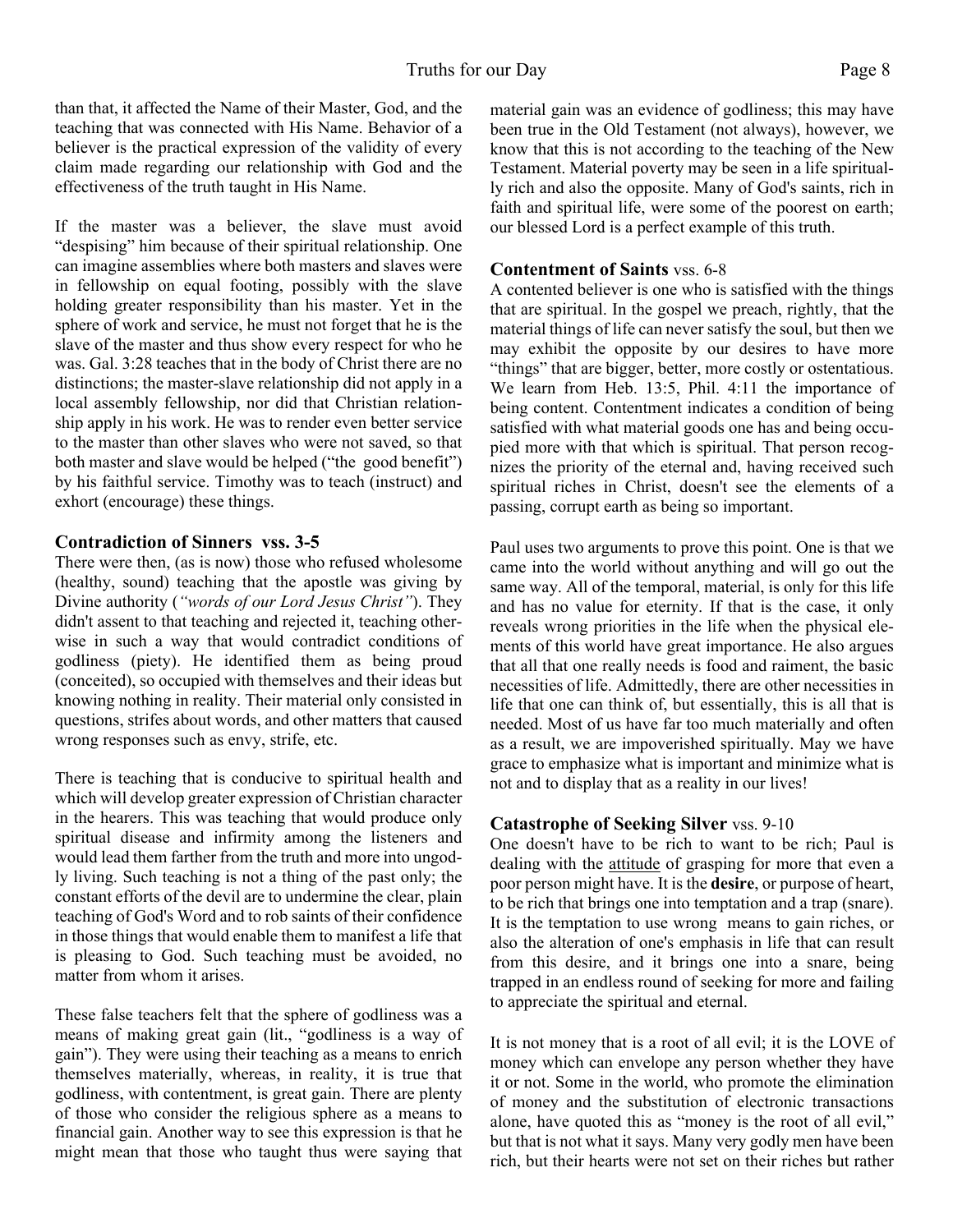than that, it affected the Name of their Master, God, and the teaching that was connected with His Name. Behavior of a believer is the practical expression of the validity of every claim made regarding our relationship with God and the effectiveness of the truth taught in His Name.

If the master was a believer, the slave must avoid "despising" him because of their spiritual relationship. One can imagine assemblies where both masters and slaves were in fellowship on equal footing, possibly with the slave holding greater responsibility than his master. Yet in the sphere of work and service, he must not forget that he is the slave of the master and thus show every respect for who he was. Gal. 3:28 teaches that in the body of Christ there are no distinctions; the master-slave relationship did not apply in a local assembly fellowship, nor did that Christian relationship apply in his work. He was to render even better service to the master than other slaves who were not saved, so that both master and slave would be helped ("the good benefit") by his faithful service. Timothy was to teach (instruct) and exhort (encourage) these things.

### Contradiction of Sinners vss. 3-5

There were then, (as is now) those who refused wholesome (healthy, sound) teaching that the apostle was giving by Divine authority (*"words of our Lord Jesus Christ"*). They didn't assent to that teaching and rejected it, teaching otherwise in such a way that would contradict conditions of godliness (piety). He identified them as being proud (conceited), so occupied with themselves and their ideas but knowing nothing in reality. Their material only consisted in questions, strifes about words, and other matters that caused wrong responses such as envy, strife, etc.

There is teaching that is conducive to spiritual health and which will develop greater expression of Christian character in the hearers. This was teaching that would produce only spiritual disease and infirmity among the listeners and would lead them farther from the truth and more into ungodly living. Such teaching is not a thing of the past only; the constant efforts of the devil are to undermine the clear, plain teaching of God's Word and to rob saints of their confidence in those things that would enable them to manifest a life that is pleasing to God. Such teaching must be avoided, no matter from whom it arises.

These false teachers felt that the sphere of godliness was a means of making great gain (lit., "godliness is a way of gain"). They were using their teaching as a means to enrich themselves materially, whereas, in reality, it is true that godliness, with contentment, is great gain. There are plenty of those who consider the religious sphere as a means to financial gain. Another way to see this expression is that he might mean that those who taught thus were saying that material gain was an evidence of godliness; this may have been true in the Old Testament (not always), however, we know that this is not according to the teaching of the New Testament. Material poverty may be seen in a life spiritually rich and also the opposite. Many of God's saints, rich in faith and spiritual life, were some of the poorest on earth; our blessed Lord is a perfect example of this truth.

### Contentment of Saints vss. 6-8

A contented believer is one who is satisfied with the things that are spiritual. In the gospel we preach, rightly, that the material things of life can never satisfy the soul, but then we may exhibit the opposite by our desires to have more "things" that are bigger, better, more costly or ostentatious. We learn from Heb. 13:5, Phil. 4:11 the importance of being content. Contentment indicates a condition of being satisfied with what material goods one has and being occupied more with that which is spiritual. That person recognizes the priority of the eternal and, having received such spiritual riches in Christ, doesn't see the elements of a passing, corrupt earth as being so important.

Paul uses two arguments to prove this point. One is that we came into the world without anything and will go out the same way. All of the temporal, material, is only for this life and has no value for eternity. If that is the case, it only reveals wrong priorities in the life when the physical elements of this world have great importance. He also argues that all that one really needs is food and raiment, the basic necessities of life. Admittedly, there are other necessities in life that one can think of, but essentially, this is all that is needed. Most of us have far too much materially and often as a result, we are impoverished spiritually. May we have grace to emphasize what is important and minimize what is not and to display that as a reality in our lives!

### Catastrophe of Seeking Silver vss. 9-10

One doesn't have to be rich to want to be rich; Paul is dealing with the <u>attitude</u> of grasping for more that even a poor person might have. It is the **desire**, or purpose of heart, to be rich that brings one into temptation and a trap (snare). It is the temptation to use wrong means to gain riches, or also the alteration of one's emphasis in life that can result from this desire, and it brings one into a snare, being trapped in an endless round of seeking for more and failing to appreciate the spiritual and eternal.

It is not money that is a root of all evil; it is the LOVE of money which can envelope any person whether they have it or not. Some in the world, who promote the elimination of money and the substitution of electronic transactions alone, have quoted this as "money is the root of all evil," but that is not what it says. Many very godly men have been rich, but their hearts were not set on their riches but rather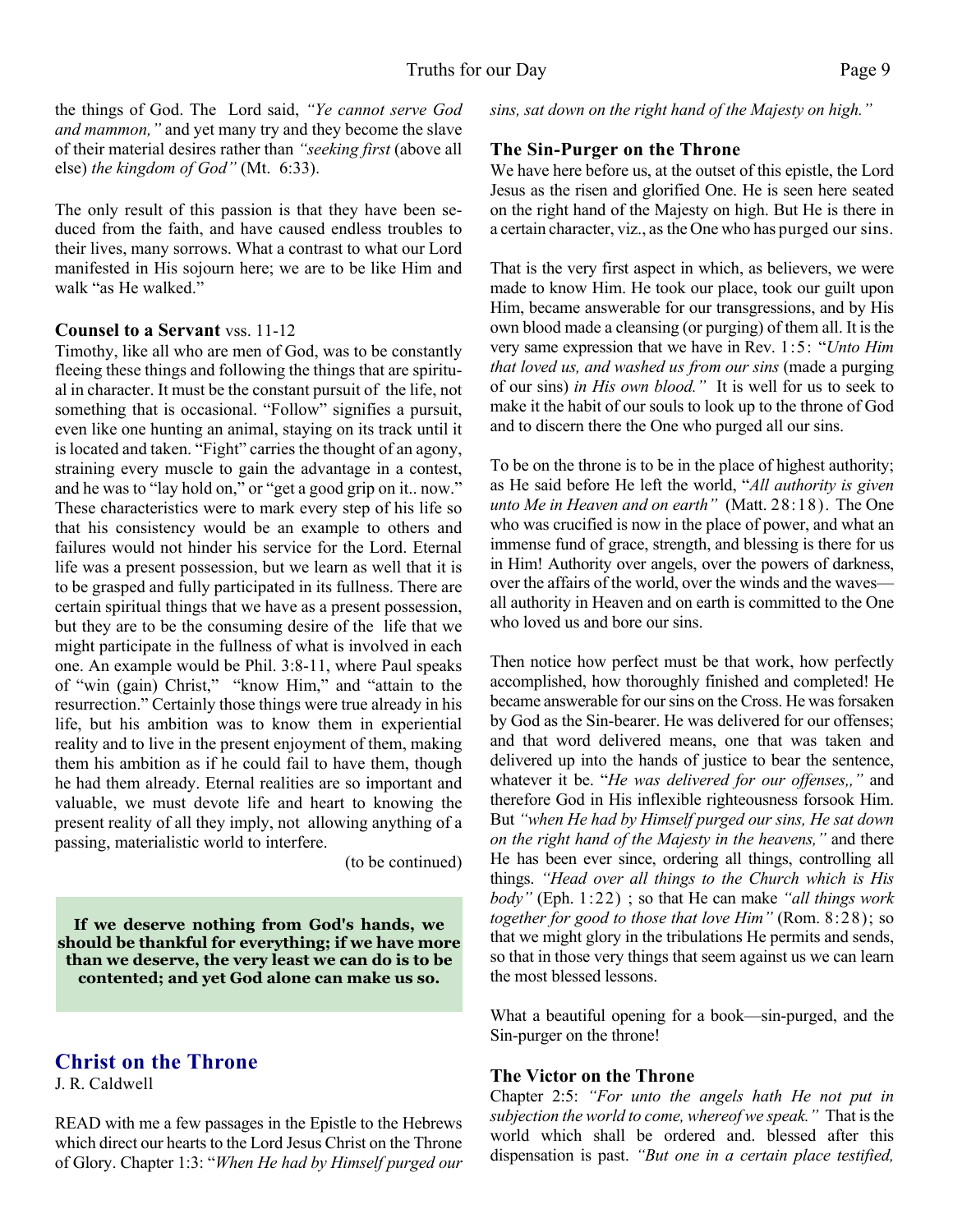the things of God. The Lord said, *"Ye cannot serve God and mammon,"* and yet many try and they become the slave of their material desires rather than *"seeking first* (above all else) *the kingdom of God"* (Mt. 6:33).

The only result of this passion is that they have been seduced from the faith, and have caused endless troubles to their lives, many sorrows. What a contrast to what our Lord manifested in His sojourn here; we are to be like Him and walk "as He walked."

**Counsel to a Servant** vss. 11-12

Timothy, like all who are men of God, was to be constantly fleeing these things and following the things that are spiritual in character. It must be the constant pursuit of the life, not something that is occasional. "Follow" signifies a pursuit, even like one hunting an animal, staying on its track until it is located and taken. "Fight" carries the thought of an agony, straining every muscle to gain the advantage in a contest, and he was to "lay hold on," or "get a good grip on it.. now." These characteristics were to mark every step of his life so that his consistency would be an example to others and failures would not hinder his service for the Lord. Eternal life was a present possession, but we learn as well that it is to be grasped and fully participated in its fullness. There are certain spiritual things that we have as a present possession, but they are to be the consuming desire of the life that we might participate in the fullness of what is involved in each one. An example would be Phil. 3:8-11, where Paul speaks of "win (gain) Christ," "know Him," and "attain to the resurrection." Certainly those things were true already in his life, but his ambition was to know them in experiential reality and to live in the present enjoyment of them, making them his ambition as if he could fail to have them, though he had them already. Eternal realities are so important and valuable, we must devote life and heart to knowing the present reality of all they imply, not allowing anything of a passing, materialistic world to interfere.

(to be continued)

**If we deserve nothing from God's hands, we should be thankful for everything; if we have more than we deserve, the very least we can do is to be contented; and yet God alone can make us so.**

## Christ on the Throne

J. R. Caldwell

READ with me a few passages in the Epistle to the Hebrews which direct our hearts to the Lord Jesus Christ on the Throne of Glory. Chapter 1:3: "*When He had by Himself purged our sins, sat down on the right hand of the Majesty on high."*

### The Sin-Purger on the Throne

We have here before us, at the outset of this epistle, the Lord Jesus as the risen and glorified One. He is seen here seated on the right hand of the Majesty on high. But He is there in a certain character, viz., as the One who has purged our sins.

That is the very first aspect in which, as believers, we were made to know Him. He took our place, took our guilt upon Him, became answerable for our transgressions, and by His own blood made a cleansing (or purging) of them all. It is the very same expression that we have in Rev. 1:5: "*Unto Him that loved us, and washed us from our sins* (made a purging of our sins) *in His own blood."* It is well for us to seek to make it the habit of our souls to look up to the throne of God and to discern there the One who purged all our sins.

To be on the throne is to be in the place of highest authority; as He said before He left the world, "*All authority is given unto Me in Heaven and on earth"* (Matt. 28:18). The One who was crucified is now in the place of power, and what an immense fund of grace, strength, and blessing is there for us in Him! Authority over angels, over the powers of darkness, over the affairs of the world, over the winds and the waves—all authority in Heaven and on earth is committed to the One who loved us and bore our sins.

Then notice how perfect must be that work, how perfectly accomplished, how thoroughly finished and completed! He became answerable for our sins on the Cross. He was forsaken by God as the Sin-bearer. He was delivered for our offenses; and that word delivered means, one that was taken and delivered up into the hands of justice to bear the sentence, whatever it be. "*He was delivered for our offenses,,"* and therefore God in His inflexible righteousness forsook Him. But *"when He had by Himself purged our sins, He sat down on the right hand of the Majesty in the heavens,"* and there He has been ever since, ordering all things, controlling all things. *"Head over all things to the Church which is His body"* (Eph. 1:22) ; so that He can make *"all things work together for good to those that love Him"* (Rom. 8:28); so that we might glory in the tribulations He permits and sends, so that in those very things that seem against us we can learn the most blessed lessons.

What a beautiful opening for a book—sin-purged, and the Sin-purger on the throne!

### The Victor on the Throne

Chapter 2:5: *"For unto the angels hath He not put in subjection the world to come, whereof we speak."* That is the world which shall be ordered and. blessed after this dispensation is past. *"But one in a certain place testified,*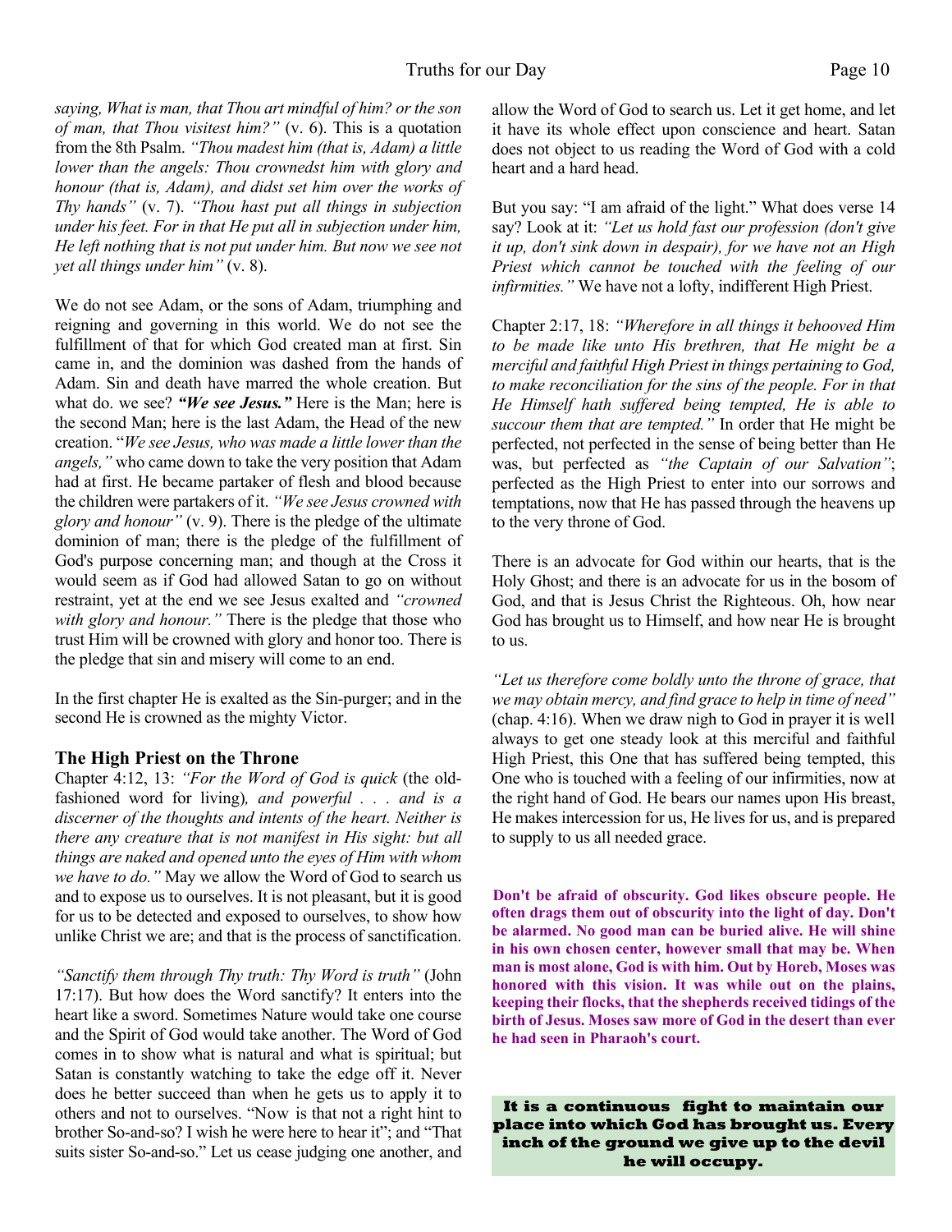*saying, What is man, that Thou art mindful of him? or the son of man, that Thou visitest him?"* (v. 6). This is a quotation from the 8th Psalm. *"Thou madest him (that is, Adam) a little lower than the angels: Thou crownedst him with glory and honour (that is, Adam), and didst set him over the works of Thy hands"* (v. 7). *"Thou hast put all things in subjection under his feet. For in that He put all in subjection under him, He left nothing that is not put under him. But now we see not yet all things under him"* (v. 8).

We do not see Adam, or the sons of Adam, triumphing and reigning and governing in this world. We do not see the fulfillment of that for which God created man at first. Sin came in, and the dominion was dashed from the hands of Adam. Sin and death have marred the whole creation. But what do. we see? ***"We see Jesus."*** Here is the Man; here is the second Man; here is the last Adam, the Head of the new creation. "*We see Jesus, who was made a little lower than the angels,"* who came down to take the very position that Adam had at first. He became partaker of flesh and blood because the children were partakers of it. *"We see Jesus crowned with glory and honour"* (v. 9). There is the pledge of the ultimate dominion of man; there is the pledge of the fulfillment of God's purpose concerning man; and though at the Cross it would seem as if God had allowed Satan to go on without restraint, yet at the end we see Jesus exalted and *"crowned with glory and honour."* There is the pledge that those who trust Him will be crowned with glory and honor too. There is the pledge that sin and misery will come to an end.

In the first chapter He is exalted as the Sin-purger; and in the second He is crowned as the mighty Victor.

### The High Priest on the Throne

Chapter 4:12, 13: *"For the Word of God is quick* (the old-fashioned word for living)*, and powerful . . . and is a discerner of the thoughts and intents of the heart. Neither is there any creature that is not manifest in His sight: but all things are naked and opened unto the eyes of Him with whom we have to do."* May we allow the Word of God to search us and to expose us to ourselves. It is not pleasant, but it is good for us to be detected and exposed to ourselves, to show how unlike Christ we are; and that is the process of sanctification.

*"Sanctify them through Thy truth: Thy Word is truth"* (John 17:17). But how does the Word sanctify? It enters into the heart like a sword. Sometimes Nature would take one course and the Spirit of God would take another. The Word of God comes in to show what is natural and what is spiritual; but Satan is constantly watching to take the edge off it. Never does he better succeed than when he gets us to apply it to others and not to ourselves. "Now is that not a right hint to brother So-and-so? I wish he were here to hear it"; and "That suits sister So-and-so." Let us cease judging one another, and allow the Word of God to search us. Let it get home, and let it have its whole effect upon conscience and heart. Satan does not object to us reading the Word of God with a cold heart and a hard head.

But you say: "I am afraid of the light." What does verse 14 say? Look at it: *"Let us hold fast our profession (don't give it up, don't sink down in despair), for we have not an High Priest which cannot be touched with the feeling of our infirmities."* We have not a lofty, indifferent High Priest.

Chapter 2:17, 18: *"Wherefore in all things it behooved Him to be made like unto His brethren, that He might be a merciful and faithful High Priest in things pertaining to God, to make reconciliation for the sins of the people. For in that He Himself hath suffered being tempted, He is able to succour them that are tempted."* In order that He might be perfected, not perfected in the sense of being better than He was, but perfected as *"the Captain of our Salvation"*; perfected as the High Priest to enter into our sorrows and temptations, now that He has passed through the heavens up to the very throne of God.

There is an advocate for God within our hearts, that is the Holy Ghost; and there is an advocate for us in the bosom of God, and that is Jesus Christ the Righteous. Oh, how near God has brought us to Himself, and how near He is brought to us.

*"Let us therefore come boldly unto the throne of grace, that we may obtain mercy, and find grace to help in time of need"* (chap. 4:16). When we draw nigh to God in prayer it is well always to get one steady look at this merciful and faithful High Priest, this One that has suffered being tempted, this One who is touched with a feeling of our infirmities, now at the right hand of God. He bears our names upon His breast, He makes intercession for us, He lives for us, and is prepared to supply to us all needed grace.

**Don't be afraid of obscurity. God likes obscure people. He often drags them out of obscurity into the light of day. Don't be alarmed. No good man can be buried alive. He will shine in his own chosen center, however small that may be. When man is most alone, God is with him. Out by Horeb, Moses was honored with this vision. It was while out on the plains, keeping their flocks, that the shepherds received tidings of the birth of Jesus. Moses saw more of God in the desert than ever he had seen in Pharaoh's court.**

**It is a continuous fight to maintain our place into which God has brought us. Every inch of the ground we give up to the devil he will occupy.**